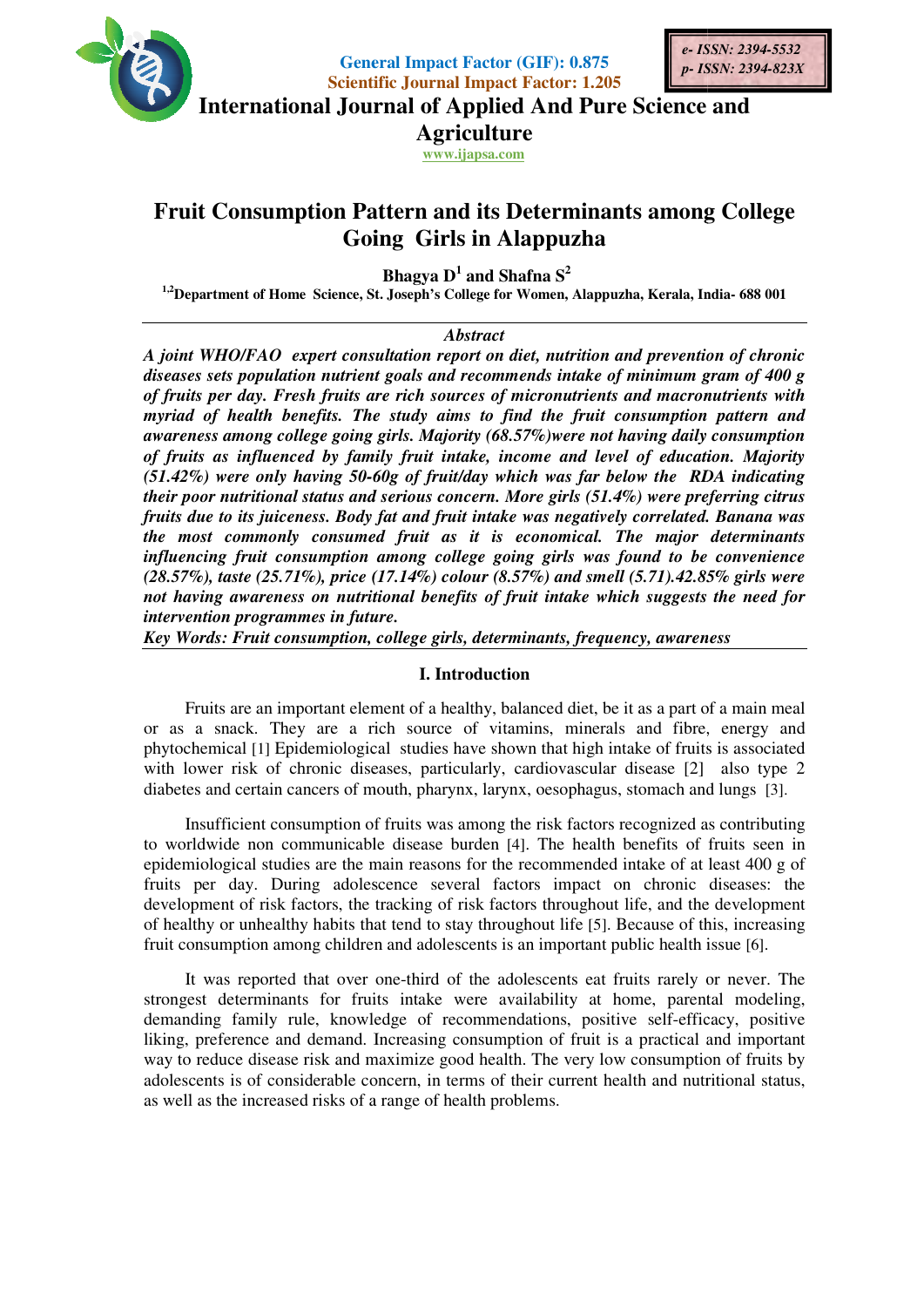General Impact Factor (GIF): 0.875
Scientific Journal Impact Factor: 1.205

e- ISSN: 2394-5532
p- ISSN: 2394-823X

**International Journal of Applied And Pure Science and Agriculture**

www.ijapsa.com

# Fruit Consumption Pattern and its Determinants among College Going Girls in Alappuzha

**Bhagya D[1] and Shafna S[2]**

**[1,2]Department of Home Science, St. Joseph's College for Women, Alappuzha, Kerala, India- 688 001**

### *Abstract*

***A joint WHO/FAO expert consultation report on diet, nutrition and prevention of chronic diseases sets population nutrient goals and recommends intake of minimum gram of 400 g of fruits per day. Fresh fruits are rich sources of micronutrients and macronutrients with myriad of health benefits. The study aims to find the fruit consumption pattern and awareness among college going girls. Majority (68.57%)were not having daily consumption of fruits as influenced by family fruit intake, income and level of education. Majority (51.42%) were only having 50-60g of fruit/day which was far below the RDA indicating their poor nutritional status and serious concern. More girls (51.4%) were preferring citrus fruits due to its juiceness. Body fat and fruit intake was negatively correlated. Banana was the most commonly consumed fruit as it is economical. The major determinants influencing fruit consumption among college going girls was found to be convenience (28.57%), taste (25.71%), price (17.14%) colour (8.57%) and smell (5.71).42.85% girls were not having awareness on nutritional benefits of fruit intake which suggests the need for intervention programmes in future.***

***Key Words: Fruit consumption, college girls, determinants, frequency, awareness***

## I. Introduction

Fruits are an important element of a healthy, balanced diet, be it as a part of a main meal or as a snack. They are a rich source of vitamins, minerals and fibre, energy and phytochemical [1] Epidemiological studies have shown that high intake of fruits is associated with lower risk of chronic diseases, particularly, cardiovascular disease [2] also type 2 diabetes and certain cancers of mouth, pharynx, larynx, oesophagus, stomach and lungs [3].

Insufficient consumption of fruits was among the risk factors recognized as contributing to worldwide non communicable disease burden [4]. The health benefits of fruits seen in epidemiological studies are the main reasons for the recommended intake of at least 400 g of fruits per day. During adolescence several factors impact on chronic diseases: the development of risk factors, the tracking of risk factors throughout life, and the development of healthy or unhealthy habits that tend to stay throughout life [5]. Because of this, increasing fruit consumption among children and adolescents is an important public health issue [6].

It was reported that over one-third of the adolescents eat fruits rarely or never. The strongest determinants for fruits intake were availability at home, parental modeling, demanding family rule, knowledge of recommendations, positive self-efficacy, positive liking, preference and demand. Increasing consumption of fruit is a practical and important way to reduce disease risk and maximize good health. The very low consumption of fruits by adolescents is of considerable concern, in terms of their current health and nutritional status, as well as the increased risks of a range of health problems.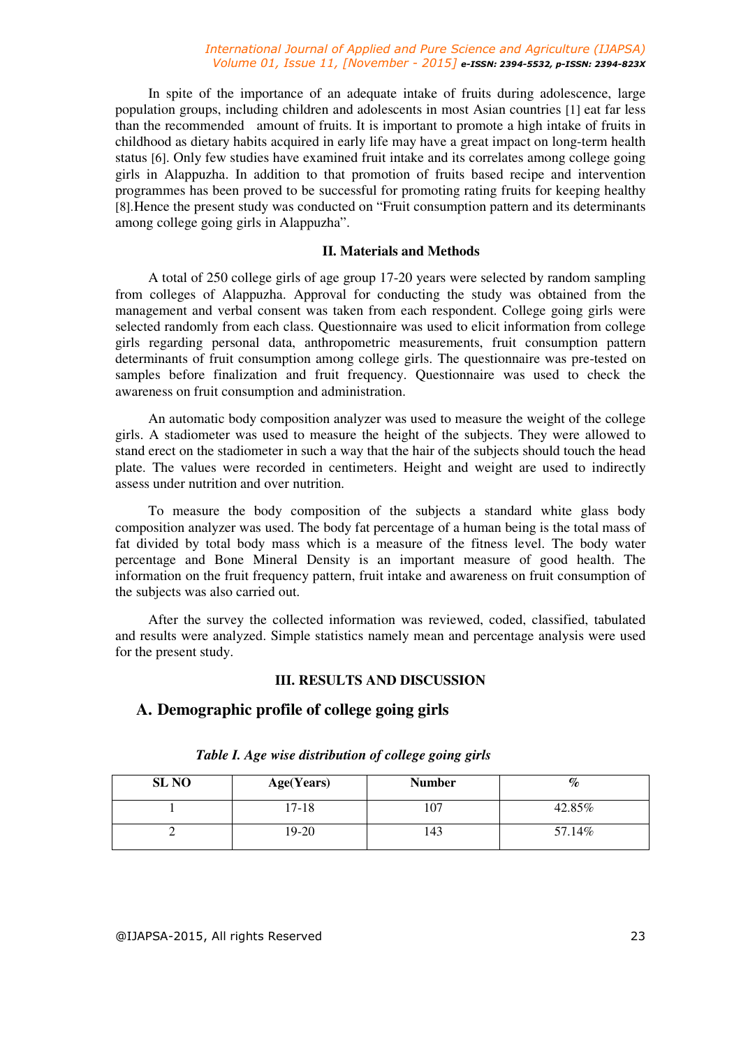In spite of the importance of an adequate intake of fruits during adolescence, large population groups, including children and adolescents in most Asian countries [1] eat far less than the recommended amount of fruits. It is important to promote a high intake of fruits in childhood as dietary habits acquired in early life may have a great impact on long-term health status [6]. Only few studies have examined fruit intake and its correlates among college going girls in Alappuzha. In addition to that promotion of fruits based recipe and intervention programmes has been proved to be successful for promoting rating fruits for keeping healthy [8].Hence the present study was conducted on "Fruit consumption pattern and its determinants among college going girls in Alappuzha".

## II. Materials and Methods

A total of 250 college girls of age group 17-20 years were selected by random sampling from colleges of Alappuzha. Approval for conducting the study was obtained from the management and verbal consent was taken from each respondent. College going girls were selected randomly from each class. Questionnaire was used to elicit information from college girls regarding personal data, anthropometric measurements, fruit consumption pattern determinants of fruit consumption among college girls. The questionnaire was pre-tested on samples before finalization and fruit frequency. Questionnaire was used to check the awareness on fruit consumption and administration.

An automatic body composition analyzer was used to measure the weight of the college girls. A stadiometer was used to measure the height of the subjects. They were allowed to stand erect on the stadiometer in such a way that the hair of the subjects should touch the head plate. The values were recorded in centimeters. Height and weight are used to indirectly assess under nutrition and over nutrition.

To measure the body composition of the subjects a standard white glass body composition analyzer was used. The body fat percentage of a human being is the total mass of fat divided by total body mass which is a measure of the fitness level. The body water percentage and Bone Mineral Density is an important measure of good health. The information on the fruit frequency pattern, fruit intake and awareness on fruit consumption of the subjects was also carried out.

After the survey the collected information was reviewed, coded, classified, tabulated and results were analyzed. Simple statistics namely mean and percentage analysis were used for the present study.

## III. RESULTS AND DISCUSSION

### A. Demographic profile of college going girls

***Table I. Age wise distribution of college going girls***

| SL NO | Age(Years) | Number | % |
|---|---|---|---|
| 1 | 17-18 | 107 | 42.85% |
| 2 | 19-20 | 143 | 57.14% |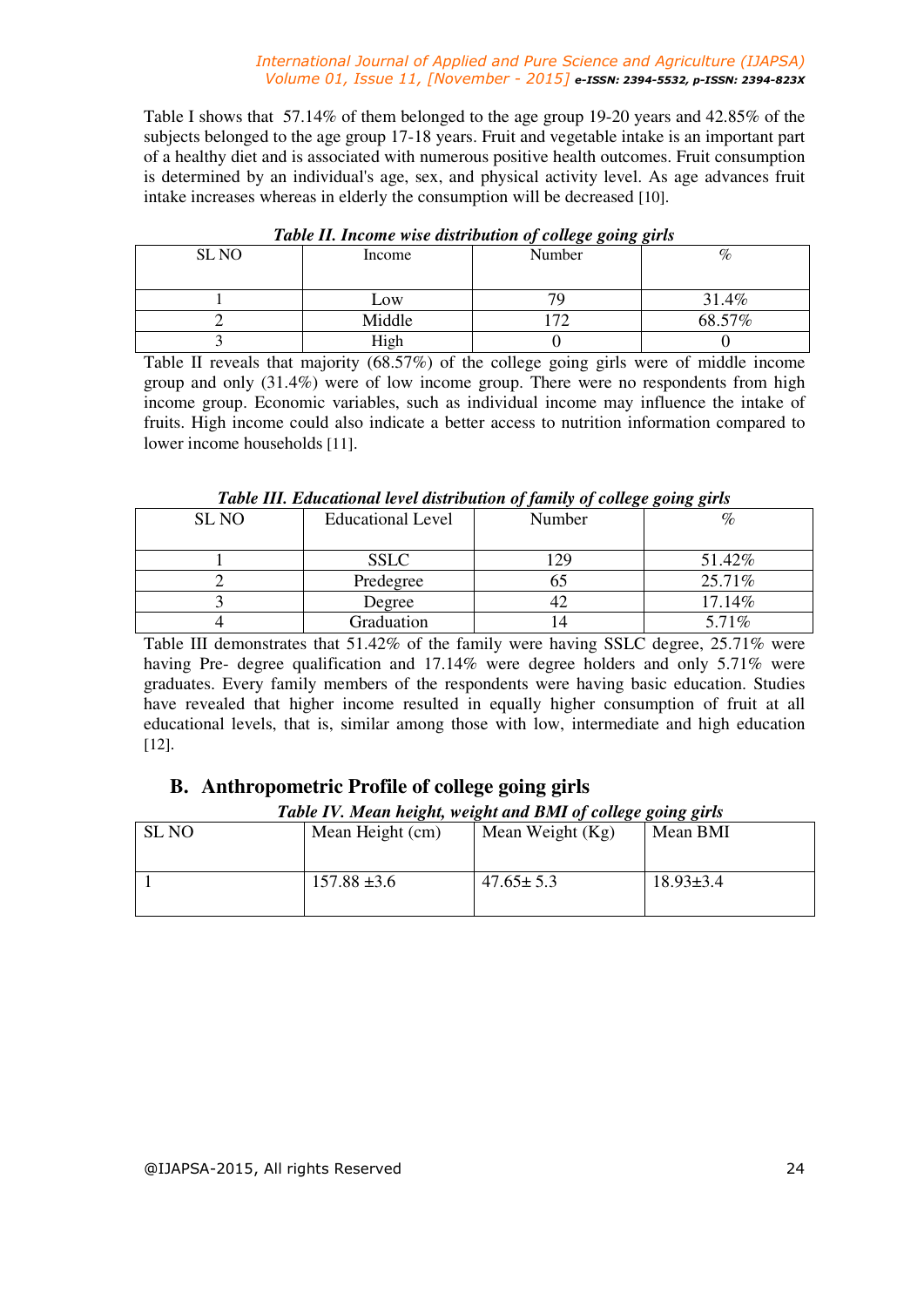Table I shows that 57.14% of them belonged to the age group 19-20 years and 42.85% of the subjects belonged to the age group 17-18 years. Fruit and vegetable intake is an important part of a healthy diet and is associated with numerous positive health outcomes. Fruit consumption is determined by an individual's age, sex, and physical activity level. As age advances fruit intake increases whereas in elderly the consumption will be decreased [10].

***Table II. Income wise distribution of college going girls***

| SL NO | Income | Number | % |
|---|---|---|---|
| 1 | Low | 79 | 31.4% |
| 2 | Middle | 172 | 68.57% |
| 3 | High | 0 | 0 |

Table II reveals that majority (68.57%) of the college going girls were of middle income group and only (31.4%) were of low income group. There were no respondents from high income group. Economic variables, such as individual income may influence the intake of fruits. High income could also indicate a better access to nutrition information compared to lower income households [11].

***Table III. Educational level distribution of family of college going girls***

| SL NO | Educational Level | Number | % |
|---|---|---|---|
| 1 | SSLC | 129 | 51.42% |
| 2 | Predegree | 65 | 25.71% |
| 3 | Degree | 42 | 17.14% |
| 4 | Graduation | 14 | 5.71% |

Table III demonstrates that 51.42% of the family were having SSLC degree, 25.71% were having Pre- degree qualification and 17.14% were degree holders and only 5.71% were graduates. Every family members of the respondents were having basic education. Studies have revealed that higher income resulted in equally higher consumption of fruit at all educational levels, that is, similar among those with low, intermediate and high education [12].

## B. Anthropometric Profile of college going girls

***Table IV. Mean height, weight and BMI of college going girls***

| SL NO | Mean Height (cm) | Mean Weight (Kg) | Mean BMI |
|---|---|---|---|
| 1 | 157.88 ±3.6 | 47.65± 5.3 | 18.93±3.4 |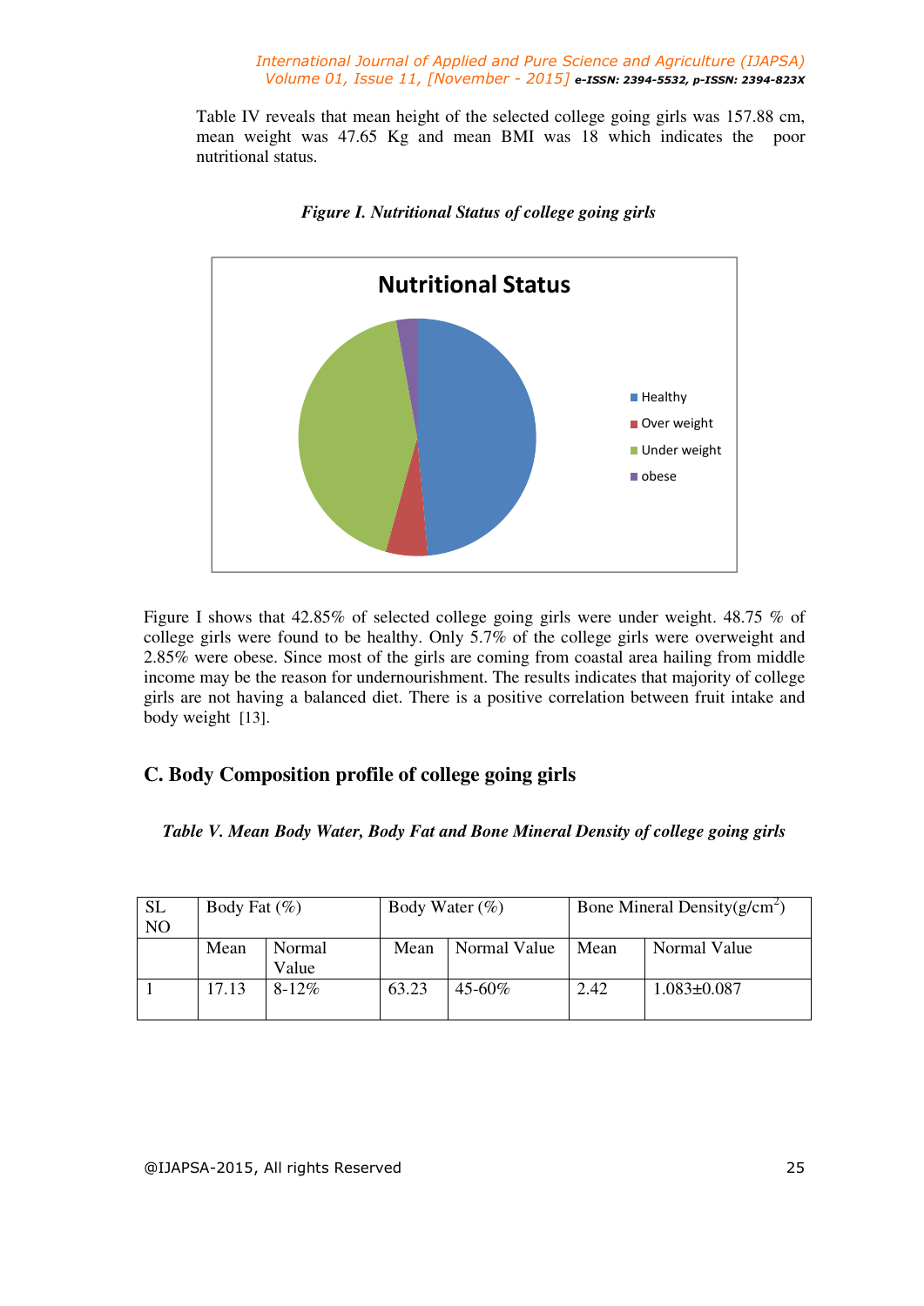Table IV reveals that mean height of the selected college going girls was 157.88 cm, mean weight was 47.65 Kg and mean BMI was 18 which indicates the poor nutritional status.

***Figure I. Nutritional Status of college going girls***

Figure I shows that 42.85% of selected college going girls were under weight. 48.75 % of college girls were found to be healthy. Only 5.7% of the college girls were overweight and 2.85% were obese. Since most of the girls are coming from coastal area hailing from middle income may be the reason for undernourishment. The results indicates that majority of college girls are not having a balanced diet. There is a positive correlation between fruit intake and body weight [13].

## C. Body Composition profile of college going girls

***Table V. Mean Body Water, Body Fat and Bone Mineral Density of college going girls***

| SL NO | Body Fat (%) | | Body Water (%) | | Bone Mineral Density($g/cm^2$) | |
|---|---|---|---|---|---|---|
| | Mean | Normal Value | Mean | Normal Value | Mean | Normal Value |
| 1 | 17.13 | 8-12% | 63.23 | 45-60% | 2.42 | 1.083±0.087 |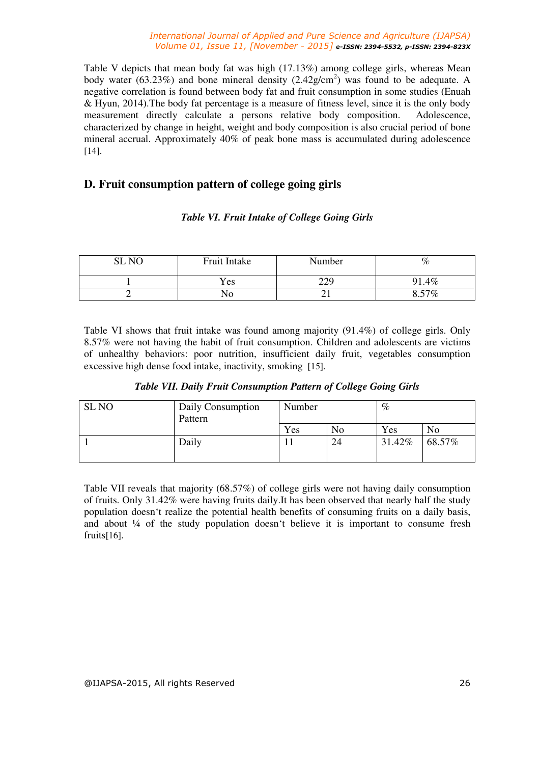Table V depicts that mean body fat was high (17.13%) among college girls, whereas Mean body water (63.23%) and bone mineral density (2.42g/cm$^2$) was found to be adequate. A negative correlation is found between body fat and fruit consumption in some studies (Enuah & Hyun, 2014).The body fat percentage is a measure of fitness level, since it is the only body measurement directly calculate a persons relative body composition. Adolescence, characterized by change in height, weight and body composition is also crucial period of bone mineral accrual. Approximately 40% of peak bone mass is accumulated during adolescence [14].

## D. Fruit consumption pattern of college going girls

***Table VI. Fruit Intake of College Going Girls***

| SL NO | Fruit Intake | Number | % |
|---|---|---|---|
| 1 | Yes | 229 | 91.4% |
| 2 | No | 21 | 8.57% |

Table VI shows that fruit intake was found among majority (91.4%) of college girls. Only 8.57% were not having the habit of fruit consumption. Children and adolescents are victims of unhealthy behaviors: poor nutrition, insufficient daily fruit, vegetables consumption excessive high dense food intake, inactivity, smoking [15].

***Table VII. Daily Fruit Consumption Pattern of College Going Girls***

| SL NO | Daily Consumption Pattern | Number | | % | |
|---|---|---|---|---|---|
| | | Yes | No | Yes | No |
| 1 | Daily | 11 | 24 | 31.42% | 68.57% |

Table VII reveals that majority (68.57%) of college girls were not having daily consumption of fruits. Only 31.42% were having fruits daily.It has been observed that nearly half the study population doesn't realize the potential health benefits of consuming fruits on a daily basis, and about ¼ of the study population doesn't believe it is important to consume fresh fruits[16].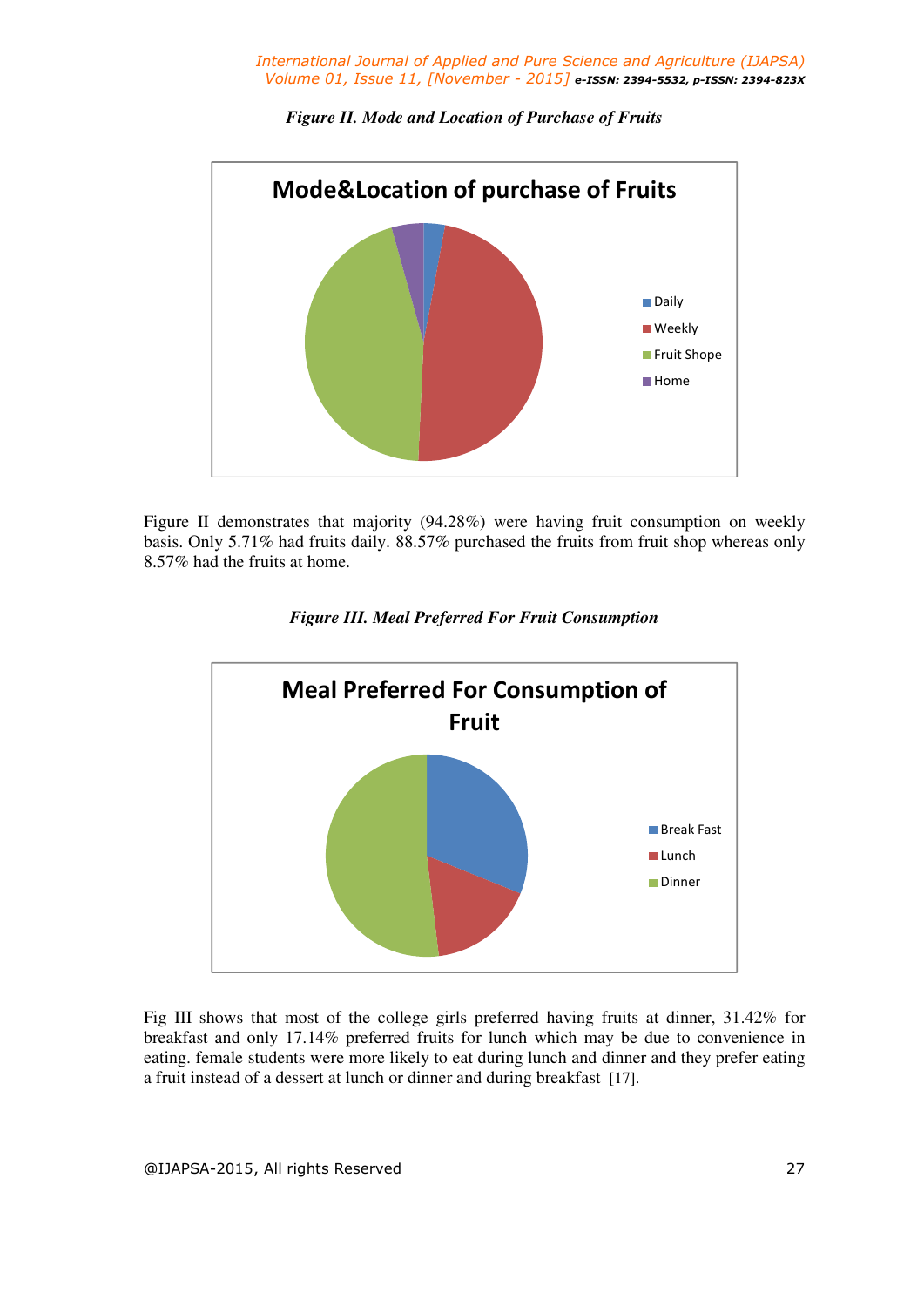*Figure II. Mode and Location of Purchase of Fruits*

Figure II demonstrates that majority (94.28%) were having fruit consumption on weekly basis. Only 5.71% had fruits daily. 88.57% purchased the fruits from fruit shop whereas only 8.57% had the fruits at home.

*Figure III. Meal Preferred For Fruit Consumption*

Fig III shows that most of the college girls preferred having fruits at dinner, 31.42% for breakfast and only 17.14% preferred fruits for lunch which may be due to convenience in eating. female students were more likely to eat during lunch and dinner and they prefer eating a fruit instead of a dessert at lunch or dinner and during breakfast [17].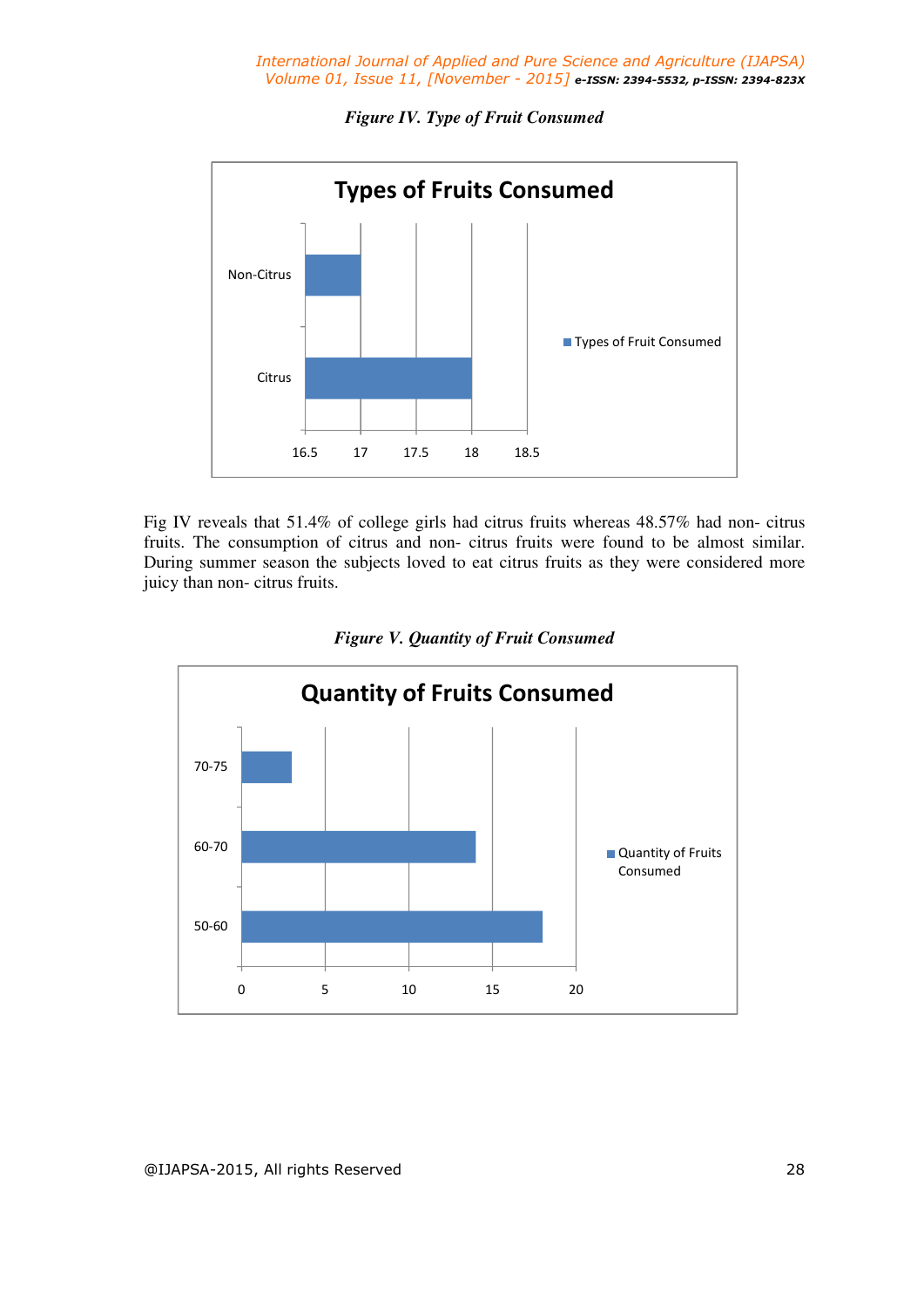*Figure IV. Type of Fruit Consumed*

Fig IV reveals that 51.4% of college girls had citrus fruits whereas 48.57% had non- citrus fruits. The consumption of citrus and non- citrus fruits were found to be almost similar. During summer season the subjects loved to eat citrus fruits as they were considered more juicy than non- citrus fruits.

*Figure V. Quantity of Fruit Consumed*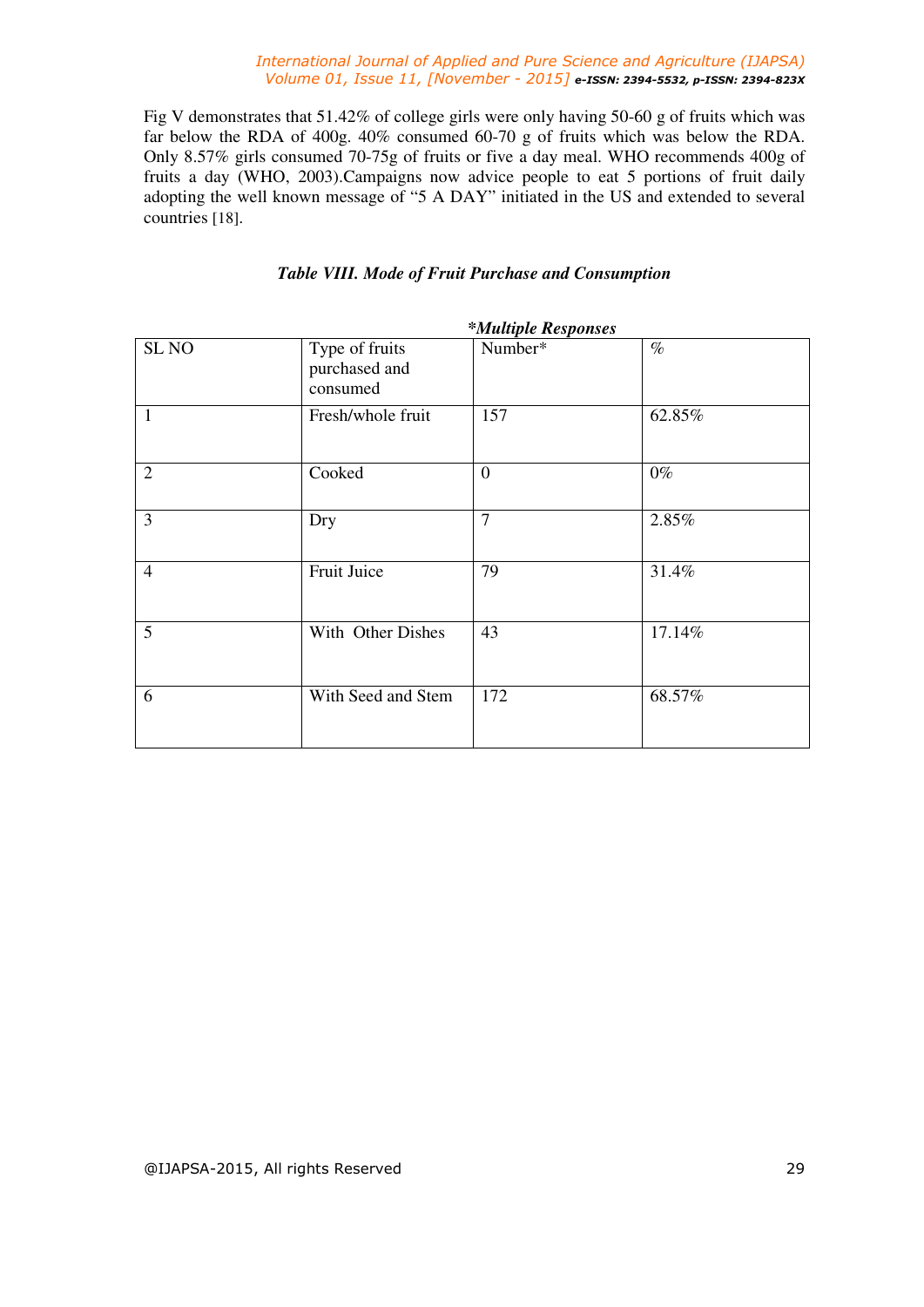Fig V demonstrates that 51.42% of college girls were only having 50-60 g of fruits which was far below the RDA of 400g. 40% consumed 60-70 g of fruits which was below the RDA. Only 8.57% girls consumed 70-75g of fruits or five a day meal. WHO recommends 400g of fruits a day (WHO, 2003).Campaigns now advice people to eat 5 portions of fruit daily adopting the well known message of "5 A DAY" initiated in the US and extended to several countries [18].

***Table VIII. Mode of Fruit Purchase and Consumption***

***Multiple Responses**

| SL NO | Type of fruits purchased and consumed | Number* | % |
|---|---|---|---|
| 1 | Fresh/whole fruit | 157 | 62.85% |
| 2 | Cooked | 0 | 0% |
| 3 | Dry | 7 | 2.85% |
| 4 | Fruit Juice | 79 | 31.4% |
| 5 | With Other Dishes | 43 | 17.14% |
| 6 | With Seed and Stem | 172 | 68.57% |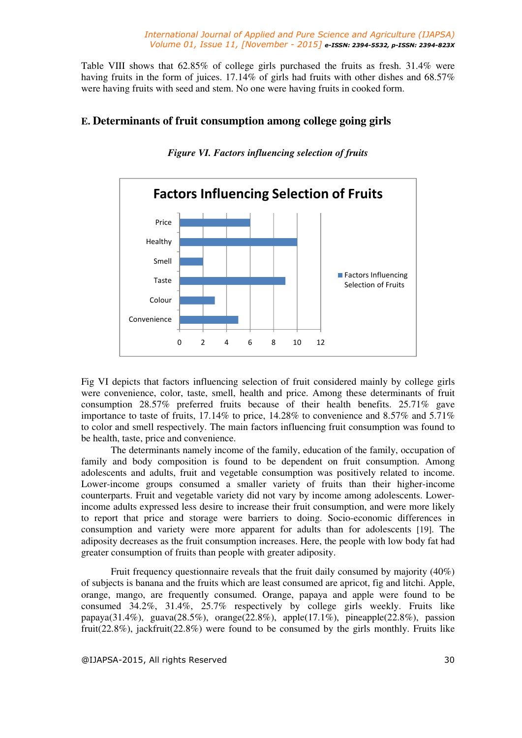Table VIII shows that 62.85% of college girls purchased the fruits as fresh. 31.4% were having fruits in the form of juices. 17.14% of girls had fruits with other dishes and 68.57% were having fruits with seed and stem. No one were having fruits in cooked form.

## E. Determinants of fruit consumption among college going girls

*Figure VI. Factors influencing selection of fruits*

Fig VI depicts that factors influencing selection of fruit considered mainly by college girls were convenience, color, taste, smell, health and price. Among these determinants of fruit consumption 28.57% preferred fruits because of their health benefits. 25.71% gave importance to taste of fruits, 17.14% to price, 14.28% to convenience and 8.57% and 5.71% to color and smell respectively. The main factors influencing fruit consumption was found to be health, taste, price and convenience.

The determinants namely income of the family, education of the family, occupation of family and body composition is found to be dependent on fruit consumption. Among adolescents and adults, fruit and vegetable consumption was positively related to income. Lower-income groups consumed a smaller variety of fruits than their higher-income counterparts. Fruit and vegetable variety did not vary by income among adolescents. Lower-income adults expressed less desire to increase their fruit consumption, and were more likely to report that price and storage were barriers to doing. Socio-economic differences in consumption and variety were more apparent for adults than for adolescents [19]. The adiposity decreases as the fruit consumption increases. Here, the people with low body fat had greater consumption of fruits than people with greater adiposity.

Fruit frequency questionnaire reveals that the fruit daily consumed by majority (40%) of subjects is banana and the fruits which are least consumed are apricot, fig and litchi. Apple, orange, mango, are frequently consumed. Orange, papaya and apple were found to be consumed 34.2%, 31.4%, 25.7% respectively by college girls weekly. Fruits like papaya(31.4%), guava(28.5%), orange(22.8%), apple(17.1%), pineapple(22.8%), passion fruit(22.8%), jackfruit(22.8%) were found to be consumed by the girls monthly. Fruits like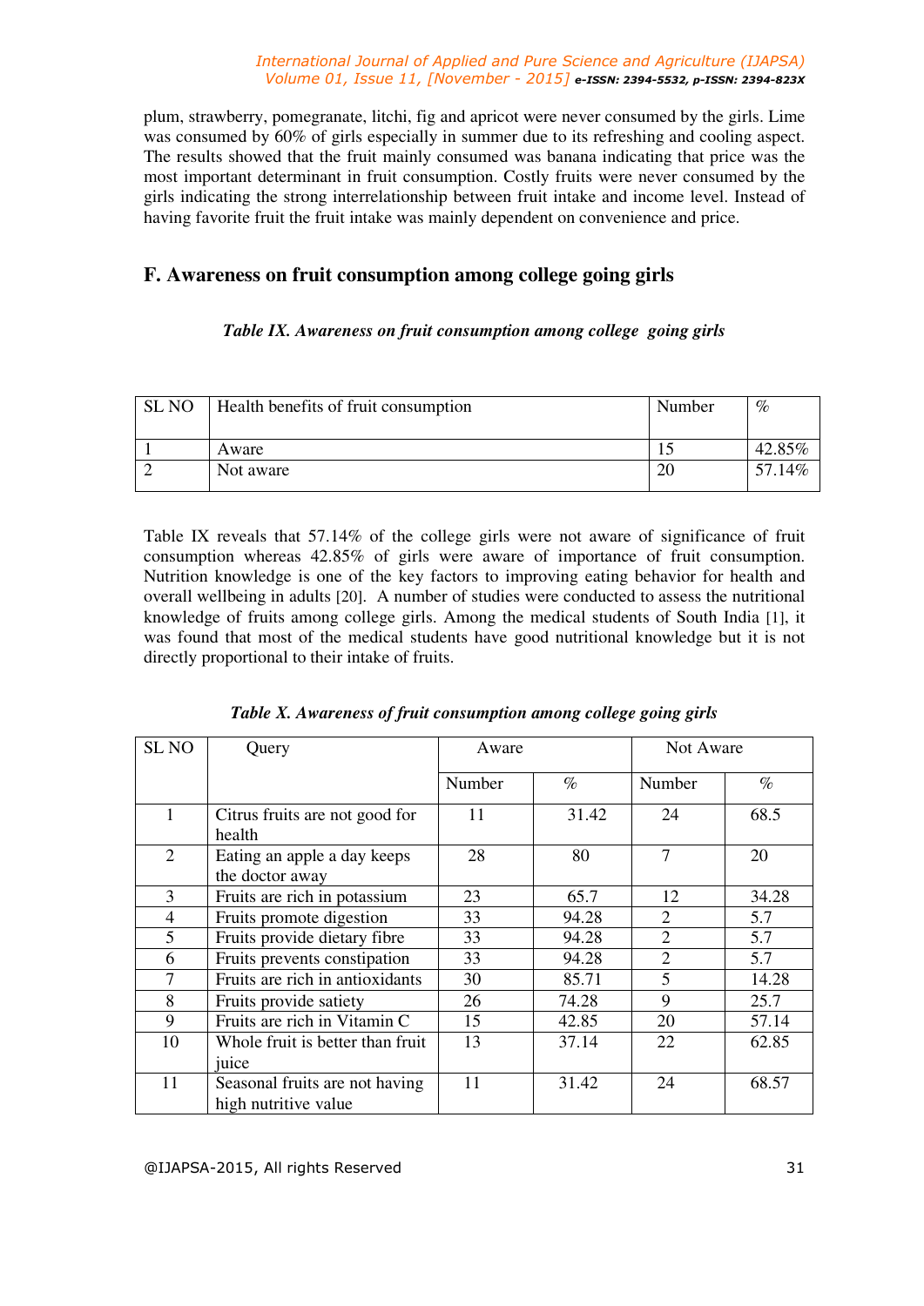plum, strawberry, pomegranate, litchi, fig and apricot were never consumed by the girls. Lime was consumed by 60% of girls especially in summer due to its refreshing and cooling aspect. The results showed that the fruit mainly consumed was banana indicating that price was the most important determinant in fruit consumption. Costly fruits were never consumed by the girls indicating the strong interrelationship between fruit intake and income level. Instead of having favorite fruit the fruit intake was mainly dependent on convenience and price.

## F. Awareness on fruit consumption among college going girls

***Table IX. Awareness on fruit consumption among college going girls***

| SL NO | Health benefits of fruit consumption | Number | % |
|---|---|---|---|
| 1 | Aware | 15 | 42.85% |
| 2 | Not aware | 20 | 57.14% |

Table IX reveals that 57.14% of the college girls were not aware of significance of fruit consumption whereas 42.85% of girls were aware of importance of fruit consumption. Nutrition knowledge is one of the key factors to improving eating behavior for health and overall wellbeing in adults [20]. A number of studies were conducted to assess the nutritional knowledge of fruits among college girls. Among the medical students of South India [1], it was found that most of the medical students have good nutritional knowledge but it is not directly proportional to their intake of fruits.

***Table X. Awareness of fruit consumption among college going girls***

| SL NO | Query | Aware | | Not Aware | |
|---|---|---|---|---|---|
| | | Number | % | Number | % |
| 1 | Citrus fruits are not good for health | 11 | 31.42 | 24 | 68.5 |
| 2 | Eating an apple a day keeps the doctor away | 28 | 80 | 7 | 20 |
| 3 | Fruits are rich in potassium | 23 | 65.7 | 12 | 34.28 |
| 4 | Fruits promote digestion | 33 | 94.28 | 2 | 5.7 |
| 5 | Fruits provide dietary fibre | 33 | 94.28 | 2 | 5.7 |
| 6 | Fruits prevents constipation | 33 | 94.28 | 2 | 5.7 |
| 7 | Fruits are rich in antioxidants | 30 | 85.71 | 5 | 14.28 |
| 8 | Fruits provide satiety | 26 | 74.28 | 9 | 25.7 |
| 9 | Fruits are rich in Vitamin C | 15 | 42.85 | 20 | 57.14 |
| 10 | Whole fruit is better than fruit juice | 13 | 37.14 | 22 | 62.85 |
| 11 | Seasonal fruits are not having high nutritive value | 11 | 31.42 | 24 | 68.57 |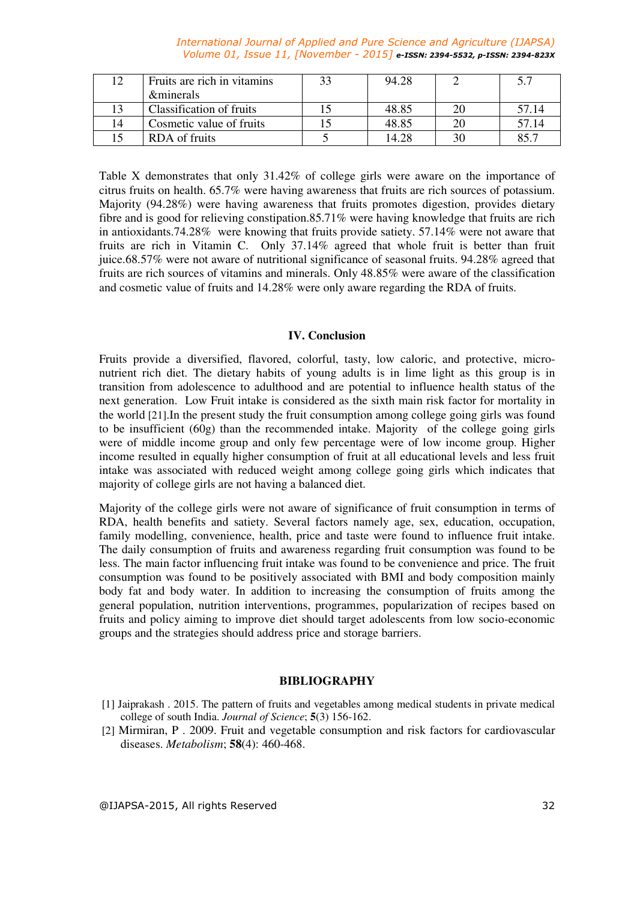| 12 | Fruits are rich in vitamins &minerals | 33 | 94.28 | 2 | 5.7 |
|---|---|---|---|---|---|
| 13 | Classification of fruits | 15 | 48.85 | 20 | 57.14 |
| 14 | Cosmetic value of fruits | 15 | 48.85 | 20 | 57.14 |
| 15 | RDA of fruits | 5 | 14.28 | 30 | 85.7 |

Table X demonstrates that only 31.42% of college girls were aware on the importance of citrus fruits on health. 65.7% were having awareness that fruits are rich sources of potassium. Majority (94.28%) were having awareness that fruits promotes digestion, provides dietary fibre and is good for relieving constipation.85.71% were having knowledge that fruits are rich in antioxidants.74.28% were knowing that fruits provide satiety. 57.14% were not aware that fruits are rich in Vitamin C. Only 37.14% agreed that whole fruit is better than fruit juice.68.57% were not aware of nutritional significance of seasonal fruits. 94.28% agreed that fruits are rich sources of vitamins and minerals. Only 48.85% were aware of the classification and cosmetic value of fruits and 14.28% were only aware regarding the RDA of fruits.

## IV. Conclusion

Fruits provide a diversified, flavored, colorful, tasty, low caloric, and protective, micro-nutrient rich diet. The dietary habits of young adults is in lime light as this group is in transition from adolescence to adulthood and are potential to influence health status of the next generation. Low Fruit intake is considered as the sixth main risk factor for mortality in the world [21].In the present study the fruit consumption among college going girls was found to be insufficient (60g) than the recommended intake. Majority of the college going girls were of middle income group and only few percentage were of low income group. Higher income resulted in equally higher consumption of fruit at all educational levels and less fruit intake was associated with reduced weight among college going girls which indicates that majority of college girls are not having a balanced diet.

Majority of the college girls were not aware of significance of fruit consumption in terms of RDA, health benefits and satiety. Several factors namely age, sex, education, occupation, family modelling, convenience, health, price and taste were found to influence fruit intake. The daily consumption of fruits and awareness regarding fruit consumption was found to be less. The main factor influencing fruit intake was found to be convenience and price. The fruit consumption was found to be positively associated with BMI and body composition mainly body fat and body water. In addition to increasing the consumption of fruits among the general population, nutrition interventions, programmes, popularization of recipes based on fruits and policy aiming to improve diet should target adolescents from low socio-economic groups and the strategies should address price and storage barriers.

## BIBLIOGRAPHY

[1] Jaiprakash . 2015. The pattern of fruits and vegetables among medical students in private medical college of south India. *Journal of Science*; **5**(3) 156-162.

[2] Mirmiran, P . 2009. Fruit and vegetable consumption and risk factors for cardiovascular diseases. *Metabolism*; **58**(4): 460-468.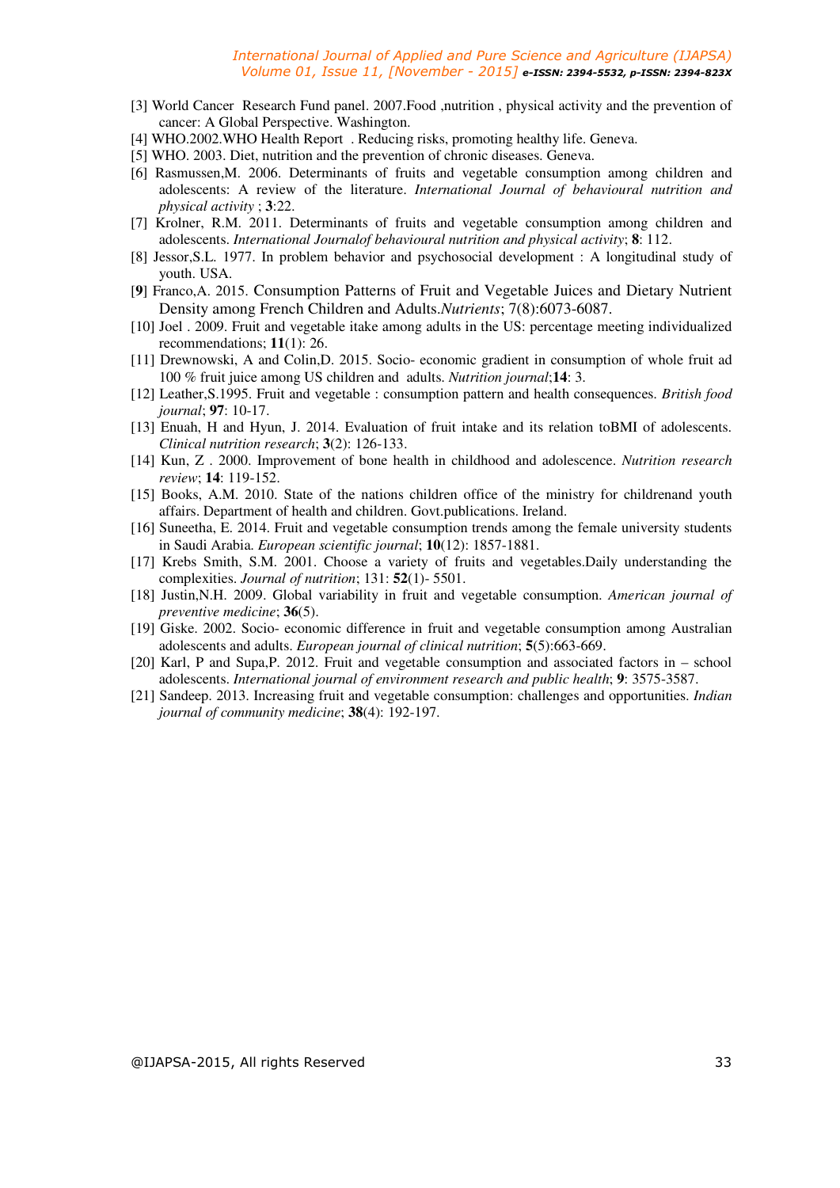[3] World Cancer Research Fund panel. 2007.Food ,nutrition , physical activity and the prevention of cancer: A Global Perspective. Washington.

[4] WHO.2002.WHO Health Report . Reducing risks, promoting healthy life. Geneva.

[5] WHO. 2003. Diet, nutrition and the prevention of chronic diseases. Geneva.

[6] Rasmussen,M. 2006. Determinants of fruits and vegetable consumption among children and adolescents: A review of the literature. *International Journal of behavioural nutrition and physical activity* ; **3**:22.

[7] Krolner, R.M. 2011. Determinants of fruits and vegetable consumption among children and adolescents. *International Journalof behavioural nutrition and physical activity*; **8**: 112.

[8] Jessor,S.L. 1977. In problem behavior and psychosocial development : A longitudinal study of youth. USA.

[**9**] Franco,A. 2015. Consumption Patterns of Fruit and Vegetable Juices and Dietary Nutrient Density among French Children and Adults.*Nutrients*; 7(8):6073-6087.

[10] Joel . 2009. Fruit and vegetable itake among adults in the US: percentage meeting individualized recommendations; **11**(1): 26.

[11] Drewnowski, A and Colin,D. 2015. Socio- economic gradient in consumption of whole fruit ad 100 % fruit juice among US children and adults. *Nutrition journal*;**14**: 3.

[12] Leather,S.1995. Fruit and vegetable : consumption pattern and health consequences. *British food journal*; **97**: 10-17.

[13] Enuah, H and Hyun, J. 2014. Evaluation of fruit intake and its relation toBMI of adolescents. *Clinical nutrition research*; **3**(2): 126-133.

[14] Kun, Z . 2000. Improvement of bone health in childhood and adolescence. *Nutrition research review*; **14**: 119-152.

[15] Books, A.M. 2010. State of the nations children office of the ministry for childrenand youth affairs. Department of health and children. Govt.publications. Ireland.

[16] Suneetha, E. 2014. Fruit and vegetable consumption trends among the female university students in Saudi Arabia. *European scientific journal*; **10**(12): 1857-1881.

[17] Krebs Smith, S.M. 2001. Choose a variety of fruits and vegetables.Daily understanding the complexities. *Journal of nutrition*; 131: **52**(1)- 5501.

[18] Justin,N.H. 2009. Global variability in fruit and vegetable consumption. *American journal of preventive medicine*; **36**(5).

[19] Giske. 2002. Socio- economic difference in fruit and vegetable consumption among Australian adolescents and adults. *European journal of clinical nutrition*; **5**(5):663-669.

[20] Karl, P and Supa,P. 2012. Fruit and vegetable consumption and associated factors in – school adolescents. *International journal of environment research and public health*; **9**: 3575-3587.

[21] Sandeep. 2013. Increasing fruit and vegetable consumption: challenges and opportunities. *Indian journal of community medicine*; **38**(4): 192-197.